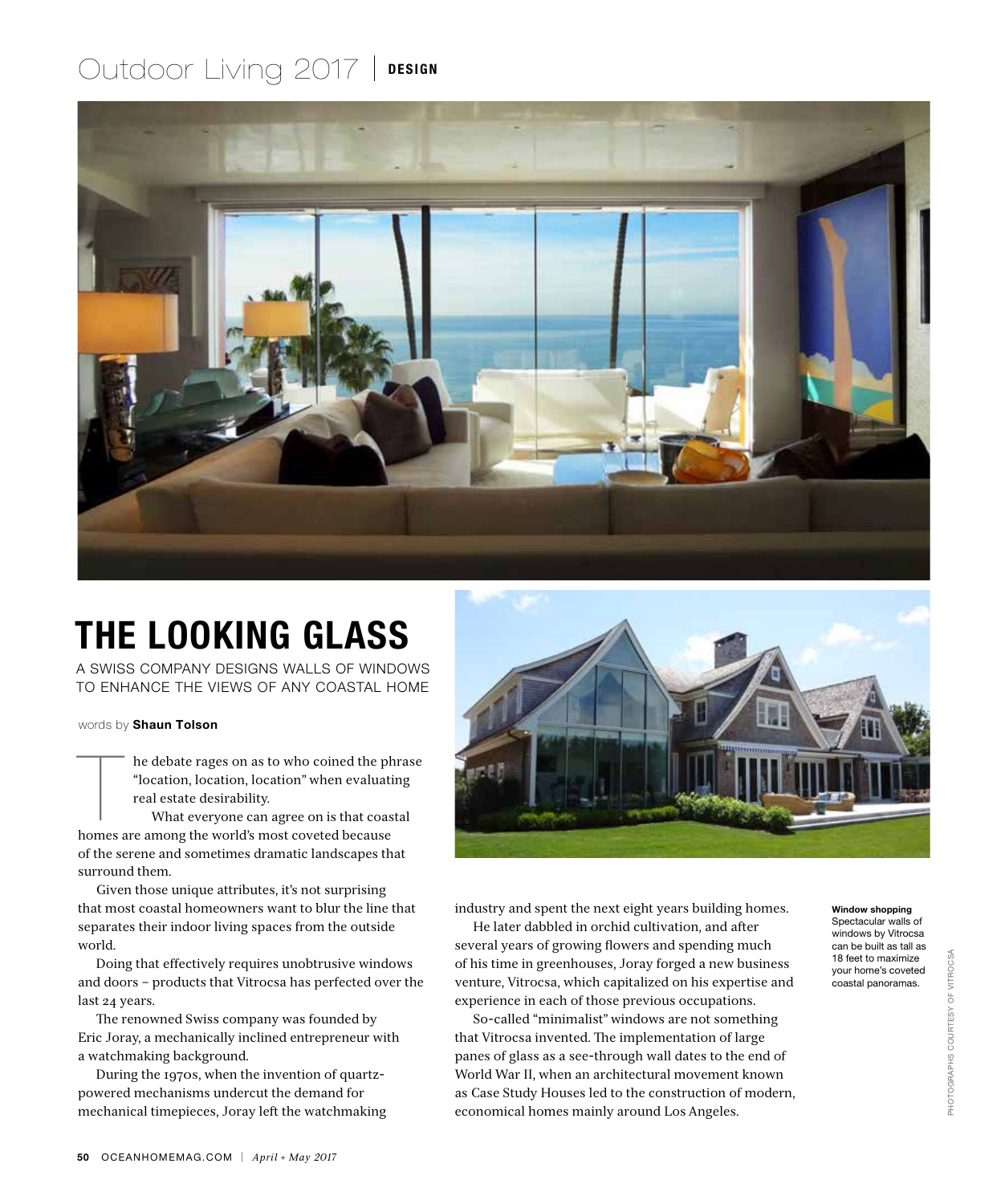# THE LOOKING GLASS

A SWISS COMPANY DESIGNS WALLS OF WINDOWS TO ENHANCE THE VIEWS OF ANY COASTAL HOME

words by **Shaun Tolson**

The debate rages on as to who coined the phrase "location, location, location" when evaluating real estate desirability.

What everyone can agree on is that coastal homes are among the world's most coveted because of the serene and sometimes dramatic landscapes that surround them.

Given those unique attributes, it's not surprising that most coastal homeowners want to blur the line that separates their indoor living spaces from the outside world.

Doing that effectively requires unobtrusive windows and doors – products that Vitrocsa has perfected over the last 24 years.

The renowned Swiss company was founded by Eric Joray, a mechanically inclined entrepreneur with a watchmaking background.

During the 1970s, when the invention of quartz-powered mechanisms undercut the demand for mechanical timepieces, Joray left the watchmaking industry and spent the next eight years building homes.

He later dabbled in orchid cultivation, and after several years of growing flowers and spending much of his time in greenhouses, Joray forged a new business venture, Vitrocsa, which capitalized on his expertise and experience in each of those previous occupations.

So-called "minimalist" windows are not something that Vitrocsa invented. The implementation of large panes of glass as a see-through wall dates to the end of World War II, when an architectural movement known as Case Study Houses led to the construction of modern, economical homes mainly around Los Angeles.

**Window shopping**
Spectacular walls of windows by Vitrocsa can be built as tall as 18 feet to maximize your home's coveted coastal panoramas.

PHOTOGRAPHS COURTESY OF VITROCSA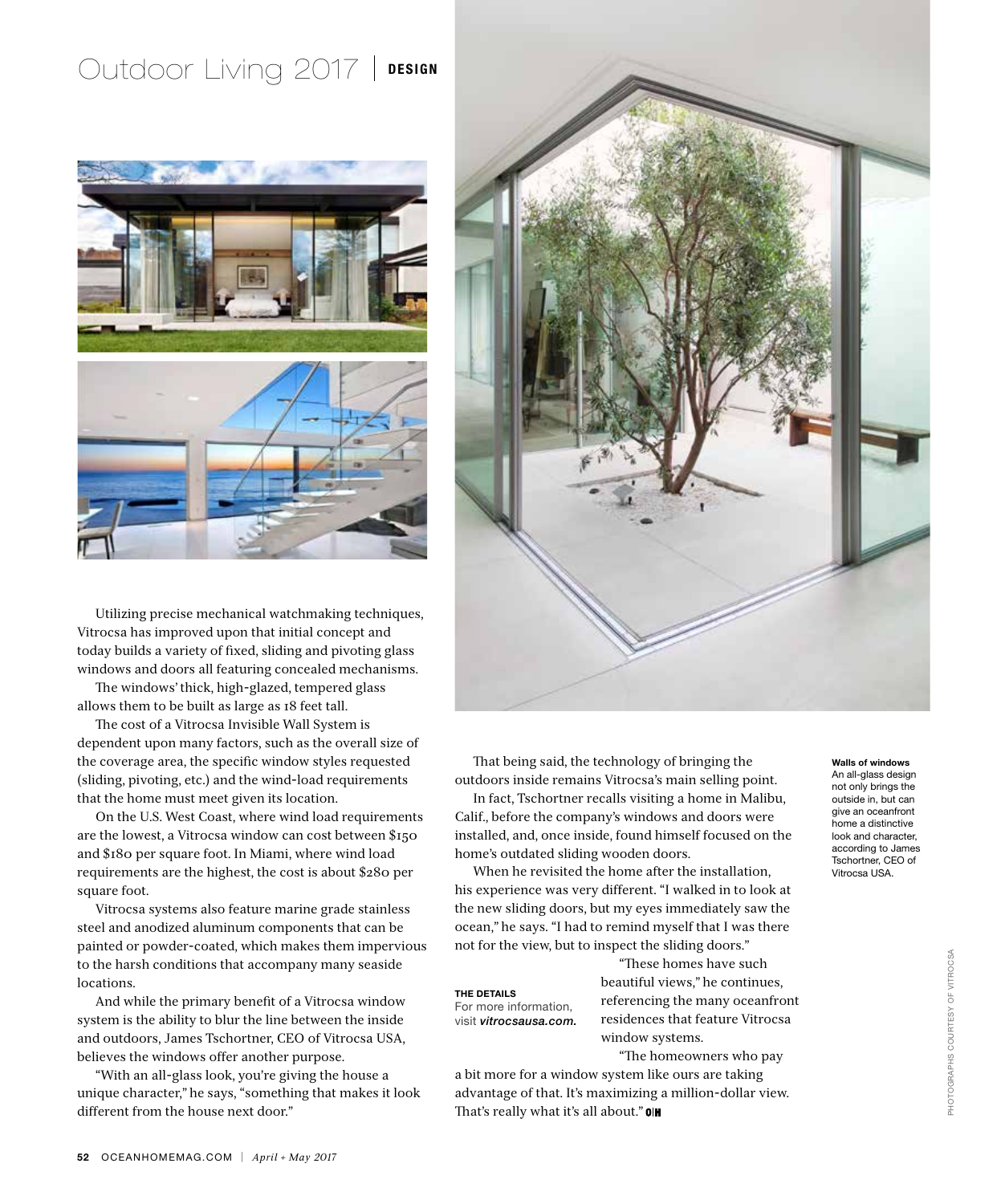Utilizing precise mechanical watchmaking techniques, Vitrocsa has improved upon that initial concept and today builds a variety of fixed, sliding and pivoting glass windows and doors all featuring concealed mechanisms.

The windows' thick, high-glazed, tempered glass allows them to be built as large as 18 feet tall.

The cost of a Vitrocsa Invisible Wall System is dependent upon many factors, such as the overall size of the coverage area, the specific window styles requested (sliding, pivoting, etc.) and the wind-load requirements that the home must meet given its location.

On the U.S. West Coast, where wind load requirements are the lowest, a Vitrocsa window can cost between $150 and $180 per square foot. In Miami, where wind load requirements are the highest, the cost is about $280 per square foot.

Vitrocsa systems also feature marine grade stainless steel and anodized aluminum components that can be painted or powder-coated, which makes them impervious to the harsh conditions that accompany many seaside locations.

And while the primary benefit of a Vitrocsa window system is the ability to blur the line between the inside and outdoors, James Tschortner, CEO of Vitrocsa USA, believes the windows offer another purpose.

"With an all-glass look, you're giving the house a unique character," he says, "something that makes it look different from the house next door."

That being said, the technology of bringing the outdoors inside remains Vitrocsa's main selling point.

In fact, Tschortner recalls visiting a home in Malibu, Calif., before the company's windows and doors were installed, and, once inside, found himself focused on the home's outdated sliding wooden doors.

When he revisited the home after the installation, his experience was very different. "I walked in to look at the new sliding doors, but my eyes immediately saw the ocean," he says. "I had to remind myself that I was there not for the view, but to inspect the sliding doors."

"These homes have such beautiful views," he continues, referencing the many oceanfront residences that feature Vitrocsa window systems.

"The homeowners who pay a bit more for a window system like ours are taking advantage of that. It's maximizing a million-dollar view. That's really what it's all about."

**THE DETAILS**
For more information, visit ***vitrocsausa.com.***

**Walls of windows**
An all-glass design not only brings the outside in, but can give an oceanfront home a distinctive look and character, according to James Tschortner, CEO of Vitrocsa USA.

PHOTOGRAPHS COURTESY OF VITROCSA